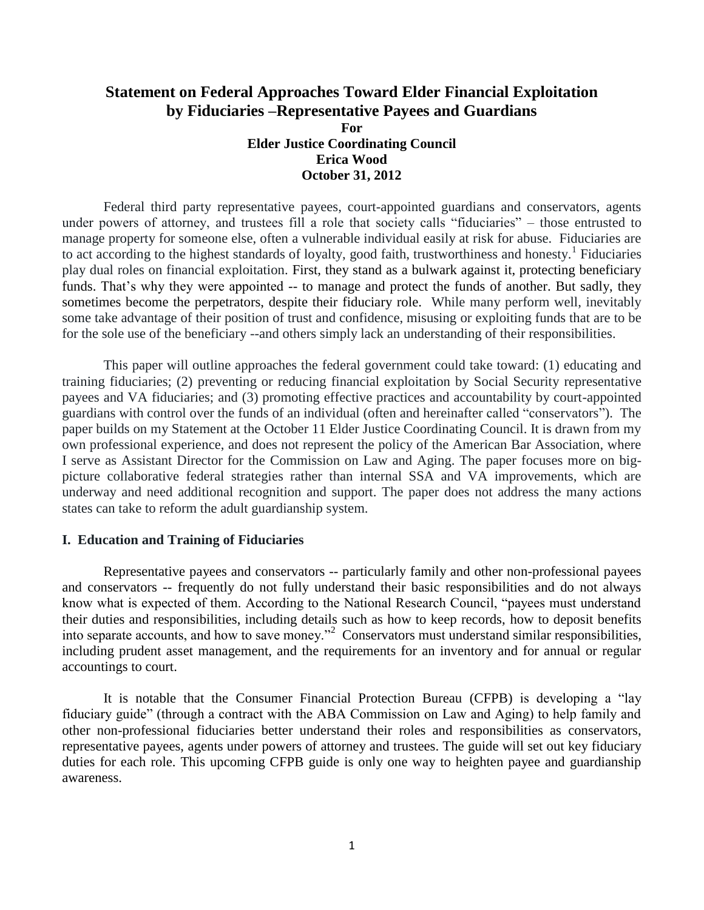# Statement on Federal Approaches Toward Elder Financial Exploitation by Fiduciaries –Representative Payees and Guardians

**For**

**Elder Justice Coordinating Council**

**Erica Wood**

**October 31, 2012**

Federal third party representative payees, court-appointed guardians and conservators, agents under powers of attorney, and trustees fill a role that society calls "fiduciaries" – those entrusted to manage property for someone else, often a vulnerable individual easily at risk for abuse. Fiduciaries are to act according to the highest standards of loyalty, good faith, trustworthiness and honesty.[1] Fiduciaries play dual roles on financial exploitation. First, they stand as a bulwark against it, protecting beneficiary funds. That's why they were appointed -- to manage and protect the funds of another. But sadly, they sometimes become the perpetrators, despite their fiduciary role. While many perform well, inevitably some take advantage of their position of trust and confidence, misusing or exploiting funds that are to be for the sole use of the beneficiary --and others simply lack an understanding of their responsibilities.

This paper will outline approaches the federal government could take toward: (1) educating and training fiduciaries; (2) preventing or reducing financial exploitation by Social Security representative payees and VA fiduciaries; and (3) promoting effective practices and accountability by court-appointed guardians with control over the funds of an individual (often and hereinafter called "conservators"). The paper builds on my Statement at the October 11 Elder Justice Coordinating Council. It is drawn from my own professional experience, and does not represent the policy of the American Bar Association, where I serve as Assistant Director for the Commission on Law and Aging. The paper focuses more on big-picture collaborative federal strategies rather than internal SSA and VA improvements, which are underway and need additional recognition and support. The paper does not address the many actions states can take to reform the adult guardianship system.

## I. Education and Training of Fiduciaries

Representative payees and conservators -- particularly family and other non-professional payees and conservators -- frequently do not fully understand their basic responsibilities and do not always know what is expected of them. According to the National Research Council, "payees must understand their duties and responsibilities, including details such as how to keep records, how to deposit benefits into separate accounts, and how to save money."[2] Conservators must understand similar responsibilities, including prudent asset management, and the requirements for an inventory and for annual or regular accountings to court.

It is notable that the Consumer Financial Protection Bureau (CFPB) is developing a "lay fiduciary guide" (through a contract with the ABA Commission on Law and Aging) to help family and other non-professional fiduciaries better understand their roles and responsibilities as conservators, representative payees, agents under powers of attorney and trustees. The guide will set out key fiduciary duties for each role. This upcoming CFPB guide is only one way to heighten payee and guardianship awareness.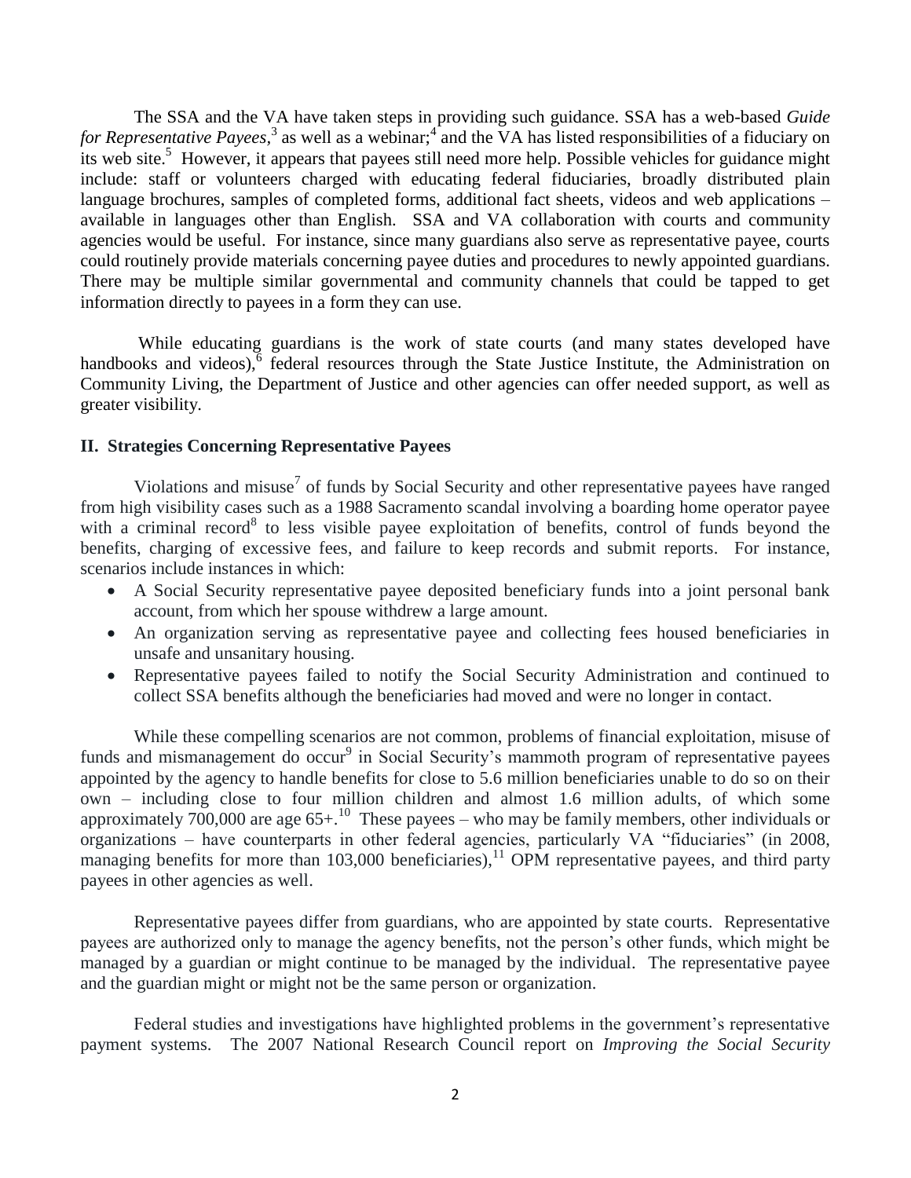The SSA and the VA have taken steps in providing such guidance. SSA has a web-based *Guide for Representative Payees*,[3] as well as a webinar;[4] and the VA has listed responsibilities of a fiduciary on its web site.[5] However, it appears that payees still need more help. Possible vehicles for guidance might include: staff or volunteers charged with educating federal fiduciaries, broadly distributed plain language brochures, samples of completed forms, additional fact sheets, videos and web applications – available in languages other than English. SSA and VA collaboration with courts and community agencies would be useful. For instance, since many guardians also serve as representative payee, courts could routinely provide materials concerning payee duties and procedures to newly appointed guardians. There may be multiple similar governmental and community channels that could be tapped to get information directly to payees in a form they can use.

While educating guardians is the work of state courts (and many states developed have handbooks and videos),[6] federal resources through the State Justice Institute, the Administration on Community Living, the Department of Justice and other agencies can offer needed support, as well as greater visibility.

## II. Strategies Concerning Representative Payees

Violations and misuse[7] of funds by Social Security and other representative payees have ranged from high visibility cases such as a 1988 Sacramento scandal involving a boarding home operator payee with a criminal record[8] to less visible payee exploitation of benefits, control of funds beyond the benefits, charging of excessive fees, and failure to keep records and submit reports. For instance, scenarios include instances in which:

- A Social Security representative payee deposited beneficiary funds into a joint personal bank account, from which her spouse withdrew a large amount.
- An organization serving as representative payee and collecting fees housed beneficiaries in unsafe and unsanitary housing.
- Representative payees failed to notify the Social Security Administration and continued to collect SSA benefits although the beneficiaries had moved and were no longer in contact.

While these compelling scenarios are not common, problems of financial exploitation, misuse of funds and mismanagement do occur[9] in Social Security's mammoth program of representative payees appointed by the agency to handle benefits for close to 5.6 million beneficiaries unable to do so on their own – including close to four million children and almost 1.6 million adults, of which some approximately 700,000 are age 65+.[10] These payees – who may be family members, other individuals or organizations – have counterparts in other federal agencies, particularly VA "fiduciaries" (in 2008, managing benefits for more than 103,000 beneficiaries),[11] OPM representative payees, and third party payees in other agencies as well.

Representative payees differ from guardians, who are appointed by state courts. Representative payees are authorized only to manage the agency benefits, not the person's other funds, which might be managed by a guardian or might continue to be managed by the individual. The representative payee and the guardian might or might not be the same person or organization.

Federal studies and investigations have highlighted problems in the government's representative payment systems. The 2007 National Research Council report on *Improving the Social Security*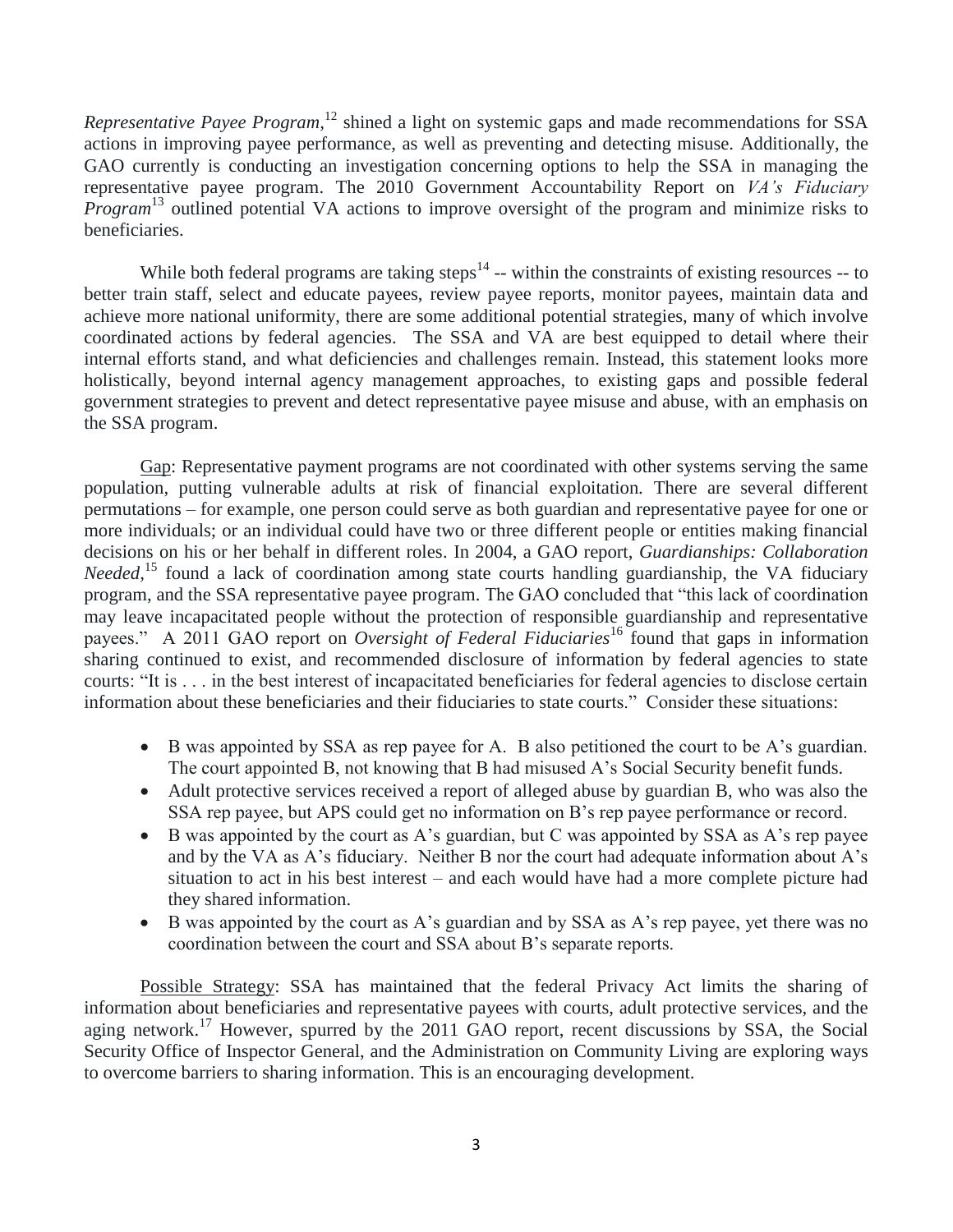*Representative Payee Program*,[12] shined a light on systemic gaps and made recommendations for SSA actions in improving payee performance, as well as preventing and detecting misuse. Additionally, the GAO currently is conducting an investigation concerning options to help the SSA in managing the representative payee program. The 2010 Government Accountability Report on *VA's Fiduciary Program*[13] outlined potential VA actions to improve oversight of the program and minimize risks to beneficiaries.

While both federal programs are taking steps[14] -- within the constraints of existing resources -- to better train staff, select and educate payees, review payee reports, monitor payees, maintain data and achieve more national uniformity, there are some additional potential strategies, many of which involve coordinated actions by federal agencies. The SSA and VA are best equipped to detail where their internal efforts stand, and what deficiencies and challenges remain. Instead, this statement looks more holistically, beyond internal agency management approaches, to existing gaps and possible federal government strategies to prevent and detect representative payee misuse and abuse, with an emphasis on the SSA program.

Gap: Representative payment programs are not coordinated with other systems serving the same population, putting vulnerable adults at risk of financial exploitation. There are several different permutations – for example, one person could serve as both guardian and representative payee for one or more individuals; or an individual could have two or three different people or entities making financial decisions on his or her behalf in different roles. In 2004, a GAO report, *Guardianships: Collaboration Needed*,[15] found a lack of coordination among state courts handling guardianship, the VA fiduciary program, and the SSA representative payee program. The GAO concluded that "this lack of coordination may leave incapacitated people without the protection of responsible guardianship and representative payees." A 2011 GAO report on *Oversight of Federal Fiduciaries*[16] found that gaps in information sharing continued to exist, and recommended disclosure of information by federal agencies to state courts: "It is . . . in the best interest of incapacitated beneficiaries for federal agencies to disclose certain information about these beneficiaries and their fiduciaries to state courts." Consider these situations:

- B was appointed by SSA as rep payee for A. B also petitioned the court to be A's guardian. The court appointed B, not knowing that B had misused A's Social Security benefit funds.
- Adult protective services received a report of alleged abuse by guardian B, who was also the SSA rep payee, but APS could get no information on B's rep payee performance or record.
- B was appointed by the court as A's guardian, but C was appointed by SSA as A's rep payee and by the VA as A's fiduciary. Neither B nor the court had adequate information about A's situation to act in his best interest – and each would have had a more complete picture had they shared information.
- B was appointed by the court as A's guardian and by SSA as A's rep payee, yet there was no coordination between the court and SSA about B's separate reports.

Possible Strategy: SSA has maintained that the federal Privacy Act limits the sharing of information about beneficiaries and representative payees with courts, adult protective services, and the aging network.[17] However, spurred by the 2011 GAO report, recent discussions by SSA, the Social Security Office of Inspector General, and the Administration on Community Living are exploring ways to overcome barriers to sharing information. This is an encouraging development.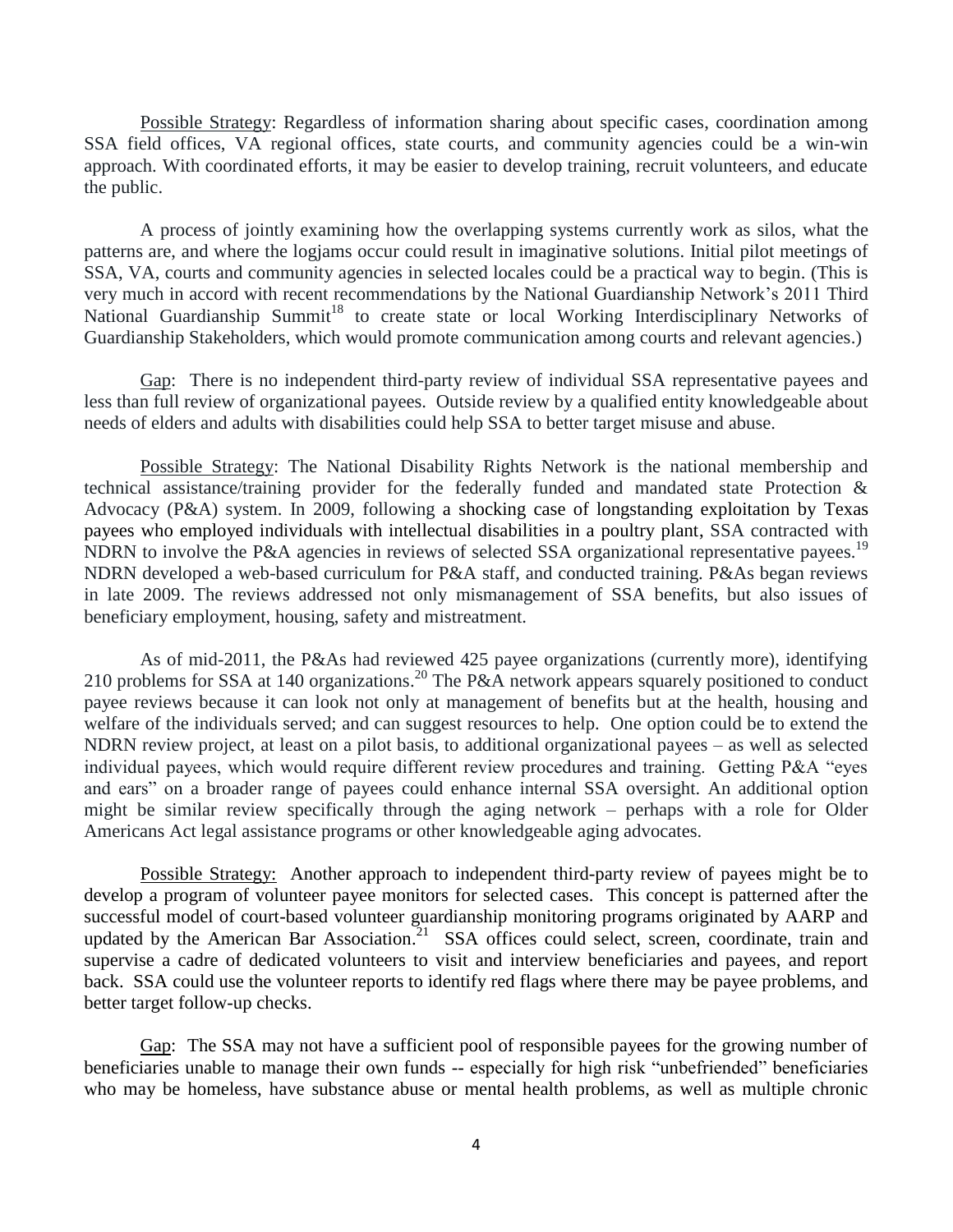Possible Strategy: Regardless of information sharing about specific cases, coordination among SSA field offices, VA regional offices, state courts, and community agencies could be a win-win approach. With coordinated efforts, it may be easier to develop training, recruit volunteers, and educate the public.

A process of jointly examining how the overlapping systems currently work as silos, what the patterns are, and where the logjams occur could result in imaginative solutions. Initial pilot meetings of SSA, VA, courts and community agencies in selected locales could be a practical way to begin. (This is very much in accord with recent recommendations by the National Guardianship Network's 2011 Third National Guardianship Summit[18] to create state or local Working Interdisciplinary Networks of Guardianship Stakeholders, which would promote communication among courts and relevant agencies.)

Gap: There is no independent third-party review of individual SSA representative payees and less than full review of organizational payees. Outside review by a qualified entity knowledgeable about needs of elders and adults with disabilities could help SSA to better target misuse and abuse.

Possible Strategy: The National Disability Rights Network is the national membership and technical assistance/training provider for the federally funded and mandated state Protection & Advocacy (P&A) system. In 2009, following a shocking case of longstanding exploitation by Texas payees who employed individuals with intellectual disabilities in a poultry plant, SSA contracted with NDRN to involve the P&A agencies in reviews of selected SSA organizational representative payees.[19] NDRN developed a web-based curriculum for P&A staff, and conducted training. P&As began reviews in late 2009. The reviews addressed not only mismanagement of SSA benefits, but also issues of beneficiary employment, housing, safety and mistreatment.

As of mid-2011, the P&As had reviewed 425 payee organizations (currently more), identifying 210 problems for SSA at 140 organizations.[20] The P&A network appears squarely positioned to conduct payee reviews because it can look not only at management of benefits but at the health, housing and welfare of the individuals served; and can suggest resources to help. One option could be to extend the NDRN review project, at least on a pilot basis, to additional organizational payees – as well as selected individual payees, which would require different review procedures and training. Getting P&A "eyes and ears" on a broader range of payees could enhance internal SSA oversight. An additional option might be similar review specifically through the aging network – perhaps with a role for Older Americans Act legal assistance programs or other knowledgeable aging advocates.

Possible Strategy: Another approach to independent third-party review of payees might be to develop a program of volunteer payee monitors for selected cases. This concept is patterned after the successful model of court-based volunteer guardianship monitoring programs originated by AARP and updated by the American Bar Association.[21] SSA offices could select, screen, coordinate, train and supervise a cadre of dedicated volunteers to visit and interview beneficiaries and payees, and report back. SSA could use the volunteer reports to identify red flags where there may be payee problems, and better target follow-up checks.

Gap: The SSA may not have a sufficient pool of responsible payees for the growing number of beneficiaries unable to manage their own funds -- especially for high risk "unbefriended" beneficiaries who may be homeless, have substance abuse or mental health problems, as well as multiple chronic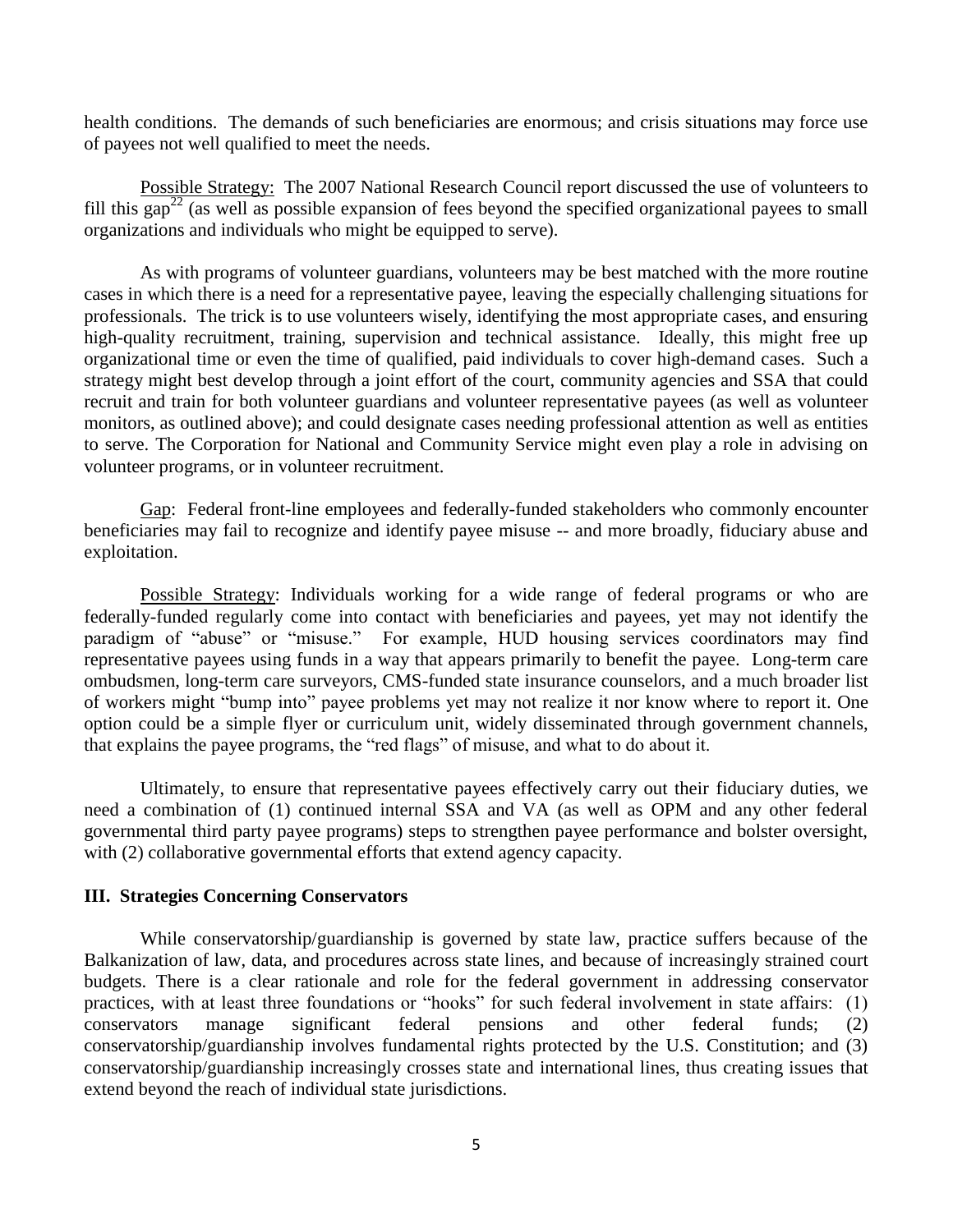health conditions. The demands of such beneficiaries are enormous; and crisis situations may force use of payees not well qualified to meet the needs.

Possible Strategy: The 2007 National Research Council report discussed the use of volunteers to fill this gap[22] (as well as possible expansion of fees beyond the specified organizational payees to small organizations and individuals who might be equipped to serve).

As with programs of volunteer guardians, volunteers may be best matched with the more routine cases in which there is a need for a representative payee, leaving the especially challenging situations for professionals. The trick is to use volunteers wisely, identifying the most appropriate cases, and ensuring high-quality recruitment, training, supervision and technical assistance. Ideally, this might free up organizational time or even the time of qualified, paid individuals to cover high-demand cases. Such a strategy might best develop through a joint effort of the court, community agencies and SSA that could recruit and train for both volunteer guardians and volunteer representative payees (as well as volunteer monitors, as outlined above); and could designate cases needing professional attention as well as entities to serve. The Corporation for National and Community Service might even play a role in advising on volunteer programs, or in volunteer recruitment.

Gap: Federal front-line employees and federally-funded stakeholders who commonly encounter beneficiaries may fail to recognize and identify payee misuse -- and more broadly, fiduciary abuse and exploitation.

Possible Strategy: Individuals working for a wide range of federal programs or who are federally-funded regularly come into contact with beneficiaries and payees, yet may not identify the paradigm of "abuse" or "misuse." For example, HUD housing services coordinators may find representative payees using funds in a way that appears primarily to benefit the payee. Long-term care ombudsmen, long-term care surveyors, CMS-funded state insurance counselors, and a much broader list of workers might "bump into" payee problems yet may not realize it nor know where to report it. One option could be a simple flyer or curriculum unit, widely disseminated through government channels, that explains the payee programs, the "red flags" of misuse, and what to do about it.

Ultimately, to ensure that representative payees effectively carry out their fiduciary duties, we need a combination of (1) continued internal SSA and VA (as well as OPM and any other federal governmental third party payee programs) steps to strengthen payee performance and bolster oversight, with (2) collaborative governmental efforts that extend agency capacity.

## III. Strategies Concerning Conservators

While conservatorship/guardianship is governed by state law, practice suffers because of the Balkanization of law, data, and procedures across state lines, and because of increasingly strained court budgets. There is a clear rationale and role for the federal government in addressing conservator practices, with at least three foundations or "hooks" for such federal involvement in state affairs: (1) conservators manage significant federal pensions and other federal funds; (2) conservatorship/guardianship involves fundamental rights protected by the U.S. Constitution; and (3) conservatorship/guardianship increasingly crosses state and international lines, thus creating issues that extend beyond the reach of individual state jurisdictions.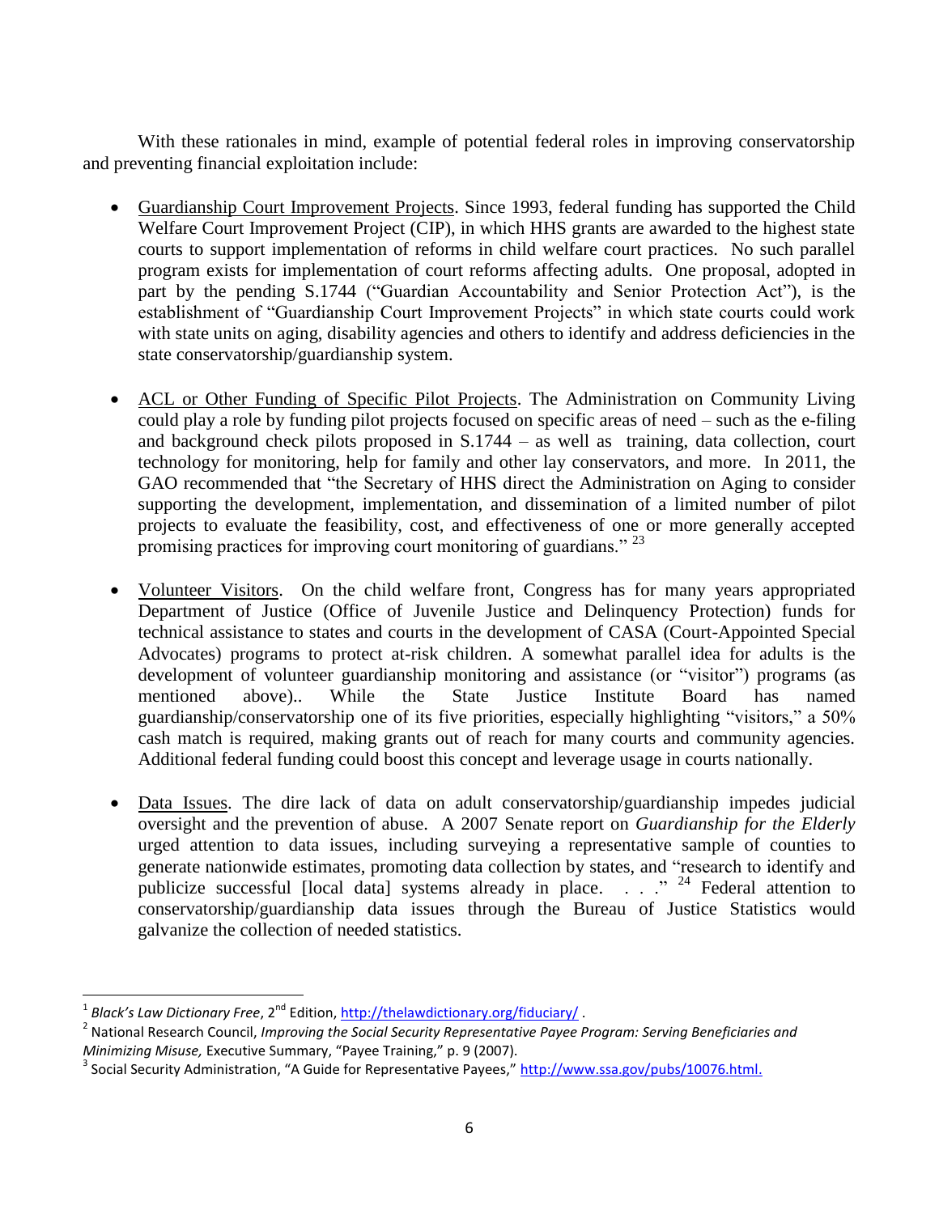With these rationales in mind, example of potential federal roles in improving conservatorship and preventing financial exploitation include:

- Guardianship Court Improvement Projects. Since 1993, federal funding has supported the Child Welfare Court Improvement Project (CIP), in which HHS grants are awarded to the highest state courts to support implementation of reforms in child welfare court practices. No such parallel program exists for implementation of court reforms affecting adults. One proposal, adopted in part by the pending S.1744 ("Guardian Accountability and Senior Protection Act"), is the establishment of "Guardianship Court Improvement Projects" in which state courts could work with state units on aging, disability agencies and others to identify and address deficiencies in the state conservatorship/guardianship system.

- ACL or Other Funding of Specific Pilot Projects. The Administration on Community Living could play a role by funding pilot projects focused on specific areas of need – such as the e-filing and background check pilots proposed in S.1744 – as well as training, data collection, court technology for monitoring, help for family and other lay conservators, and more. In 2011, the GAO recommended that "the Secretary of HHS direct the Administration on Aging to consider supporting the development, implementation, and dissemination of a limited number of pilot projects to evaluate the feasibility, cost, and effectiveness of one or more generally accepted promising practices for improving court monitoring of guardians." [23]

- Volunteer Visitors. On the child welfare front, Congress has for many years appropriated Department of Justice (Office of Juvenile Justice and Delinquency Protection) funds for technical assistance to states and courts in the development of CASA (Court-Appointed Special Advocates) programs to protect at-risk children. A somewhat parallel idea for adults is the development of volunteer guardianship monitoring and assistance (or "visitor") programs (as mentioned above).. While the State Justice Institute Board has named guardianship/conservatorship one of its five priorities, especially highlighting "visitors," a 50% cash match is required, making grants out of reach for many courts and community agencies. Additional federal funding could boost this concept and leverage usage in courts nationally.

- Data Issues. The dire lack of data on adult conservatorship/guardianship impedes judicial oversight and the prevention of abuse. A 2007 Senate report on *Guardianship for the Elderly* urged attention to data issues, including surveying a representative sample of counties to generate nationwide estimates, promoting data collection by states, and "research to identify and publicize successful [local data] systems already in place. . . ." [24] Federal attention to conservatorship/guardianship data issues through the Bureau of Justice Statistics would galvanize the collection of needed statistics.

---

[1] *Black's Law Dictionary Free*, 2nd Edition, http://thelawdictionary.org/fiduciary/ .

[2] National Research Council, *Improving the Social Security Representative Payee Program: Serving Beneficiaries and Minimizing Misuse,* Executive Summary, "Payee Training," p. 9 (2007).

[3] Social Security Administration, "A Guide for Representative Payees," http://www.ssa.gov/pubs/10076.html.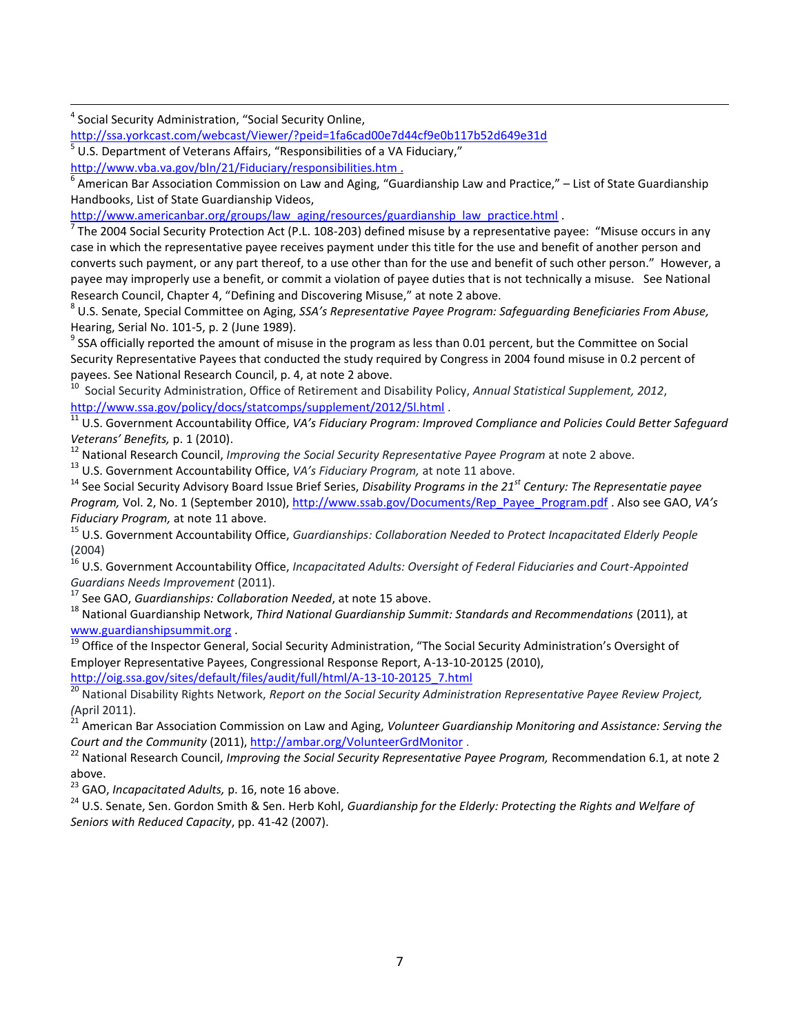[4] Social Security Administration, "Social Security Online, http://ssa.yorkcast.com/webcast/Viewer/?peid=1fa6cad00e7d44cf9e0b117b52d649e31d

[5] U.S. Department of Veterans Affairs, "Responsibilities of a VA Fiduciary," http://www.vba.va.gov/bln/21/Fiduciary/responsibilities.htm .

[6] American Bar Association Commission on Law and Aging, "Guardianship Law and Practice," – List of State Guardianship Handbooks, List of State Guardianship Videos, http://www.americanbar.org/groups/law_aging/resources/guardianship_law_practice.html .

[7] The 2004 Social Security Protection Act (P.L. 108-203) defined misuse by a representative payee: "Misuse occurs in any case in which the representative payee receives payment under this title for the use and benefit of another person and converts such payment, or any part thereof, to a use other than for the use and benefit of such other person." However, a payee may improperly use a benefit, or commit a violation of payee duties that is not technically a misuse. See National Research Council, Chapter 4, "Defining and Discovering Misuse," at note 2 above.

[8] U.S. Senate, Special Committee on Aging, *SSA's Representative Payee Program: Safeguarding Beneficiaries From Abuse,* Hearing, Serial No. 101-5, p. 2 (June 1989).

[9] SSA officially reported the amount of misuse in the program as less than 0.01 percent, but the Committee on Social Security Representative Payees that conducted the study required by Congress in 2004 found misuse in 0.2 percent of payees. See National Research Council, p. 4, at note 2 above.

[10] Social Security Administration, Office of Retirement and Disability Policy, *Annual Statistical Supplement, 2012*, http://www.ssa.gov/policy/docs/statcomps/supplement/2012/5l.html .

[11] U.S. Government Accountability Office, *VA's Fiduciary Program: Improved Compliance and Policies Could Better Safeguard Veterans' Benefits,* p. 1 (2010).

[12] National Research Council, *Improving the Social Security Representative Payee Program* at note 2 above.

[13] U.S. Government Accountability Office, *VA's Fiduciary Program,* at note 11 above.

[14] See Social Security Advisory Board Issue Brief Series, *Disability Programs in the 21st Century: The Representatie payee Program,* Vol. 2, No. 1 (September 2010), http://www.ssab.gov/Documents/Rep_Payee_Program.pdf . Also see GAO, *VA's Fiduciary Program,* at note 11 above.

[15] U.S. Government Accountability Office, *Guardianships: Collaboration Needed to Protect Incapacitated Elderly People* (2004)

[16] U.S. Government Accountability Office, *Incapacitated Adults: Oversight of Federal Fiduciaries and Court-Appointed Guardians Needs Improvement* (2011).

[17] See GAO, *Guardianships: Collaboration Needed*, at note 15 above.

[18] National Guardianship Network, *Third National Guardianship Summit: Standards and Recommendations* (2011), at www.guardianshipsummit.org .

[19] Office of the Inspector General, Social Security Administration, "The Social Security Administration's Oversight of Employer Representative Payees, Congressional Response Report, A-13-10-20125 (2010), http://oig.ssa.gov/sites/default/files/audit/full/html/A-13-10-20125_7.html

[20] National Disability Rights Network, *Report on the Social Security Administration Representative Payee Review Project, (*April 2011).

[21] American Bar Association Commission on Law and Aging, *Volunteer Guardianship Monitoring and Assistance: Serving the Court and the Community* (2011), http://ambar.org/VolunteerGrdMonitor .

[22] National Research Council, *Improving the Social Security Representative Payee Program,* Recommendation 6.1, at note 2 above.

[23] GAO, *Incapacitated Adults,* p. 16, note 16 above.

[24] U.S. Senate, Sen. Gordon Smith & Sen. Herb Kohl, *Guardianship for the Elderly: Protecting the Rights and Welfare of Seniors with Reduced Capacity*, pp. 41-42 (2007).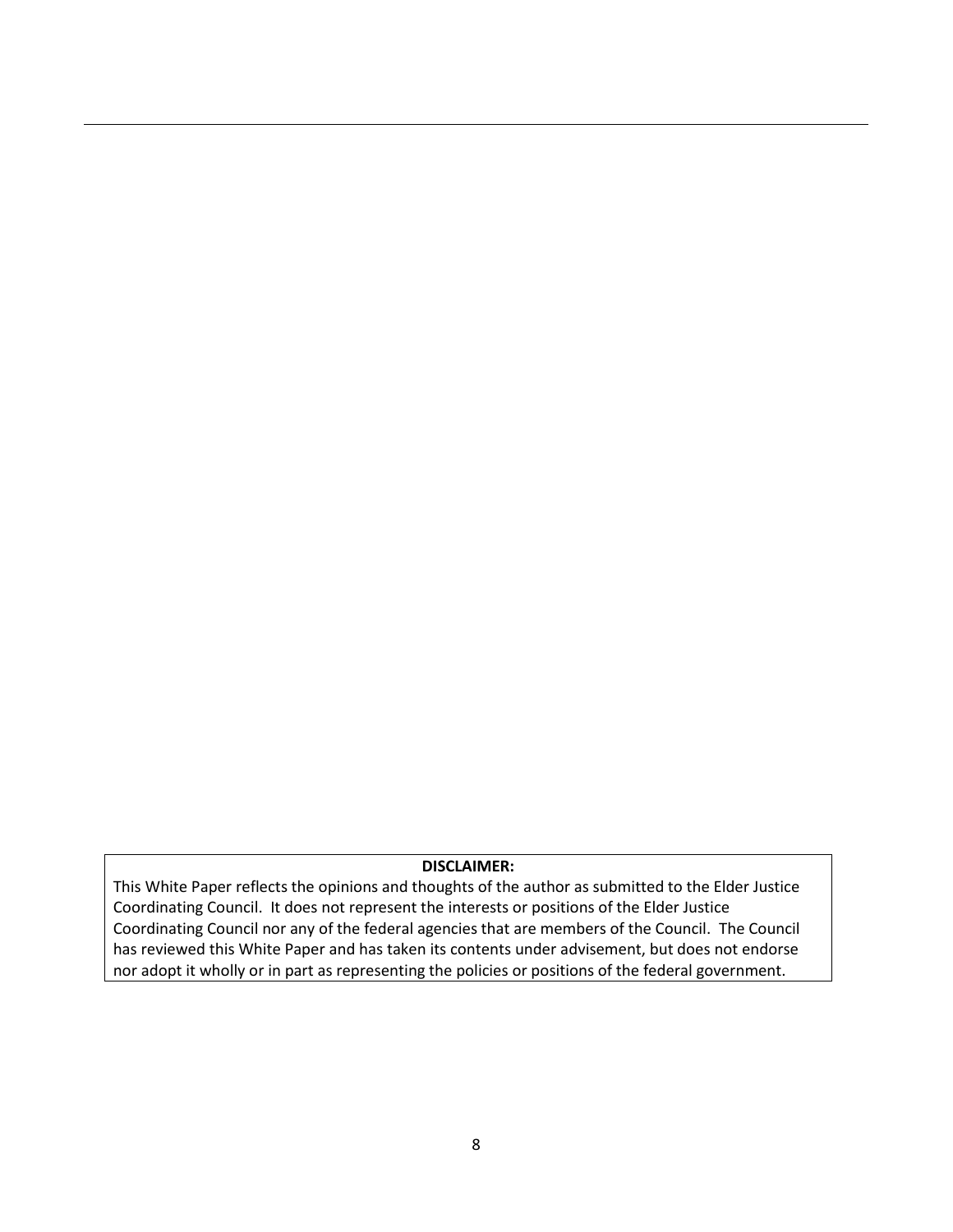**DISCLAIMER:**

This White Paper reflects the opinions and thoughts of the author as submitted to the Elder Justice Coordinating Council. It does not represent the interests or positions of the Elder Justice Coordinating Council nor any of the federal agencies that are members of the Council. The Council has reviewed this White Paper and has taken its contents under advisement, but does not endorse nor adopt it wholly or in part as representing the policies or positions of the federal government.